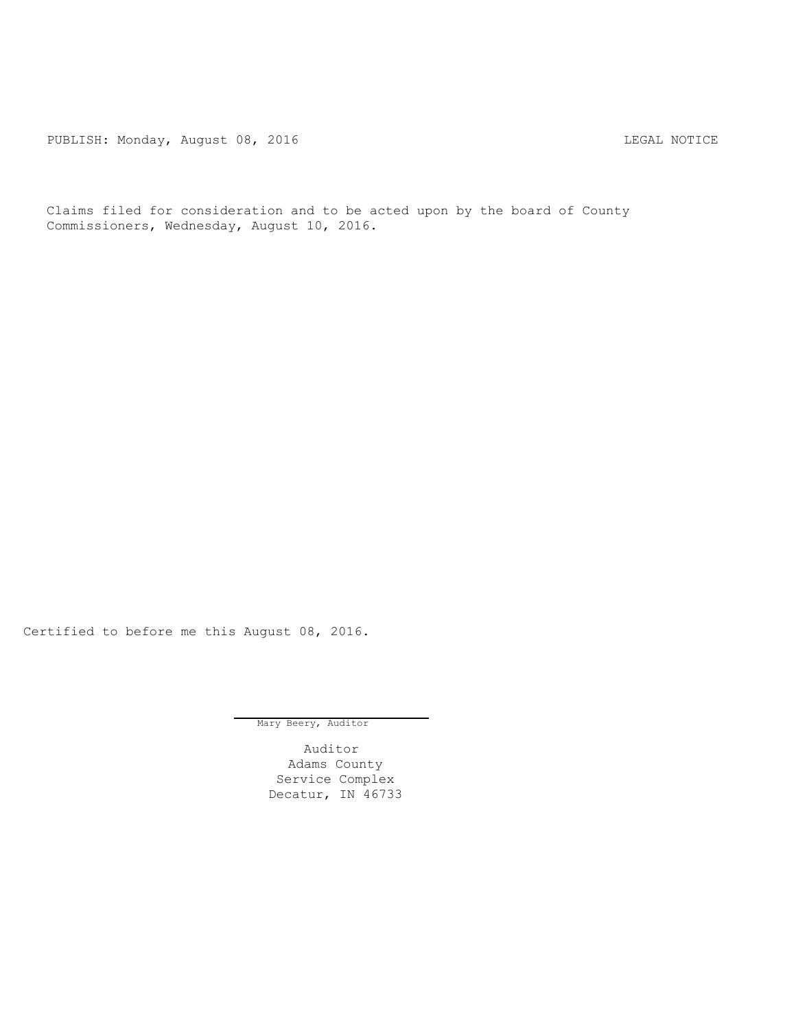PUBLISH: Monday, August 08, 2016 LEGAL NOTICE

Claims filed for consideration and to be acted upon by the board of County Commissioners, Wednesday, August 10, 2016.

Certified to before me this August 08, 2016.

Mary Beery, Auditor

Auditor
Adams County
Service Complex
Decatur, IN 46733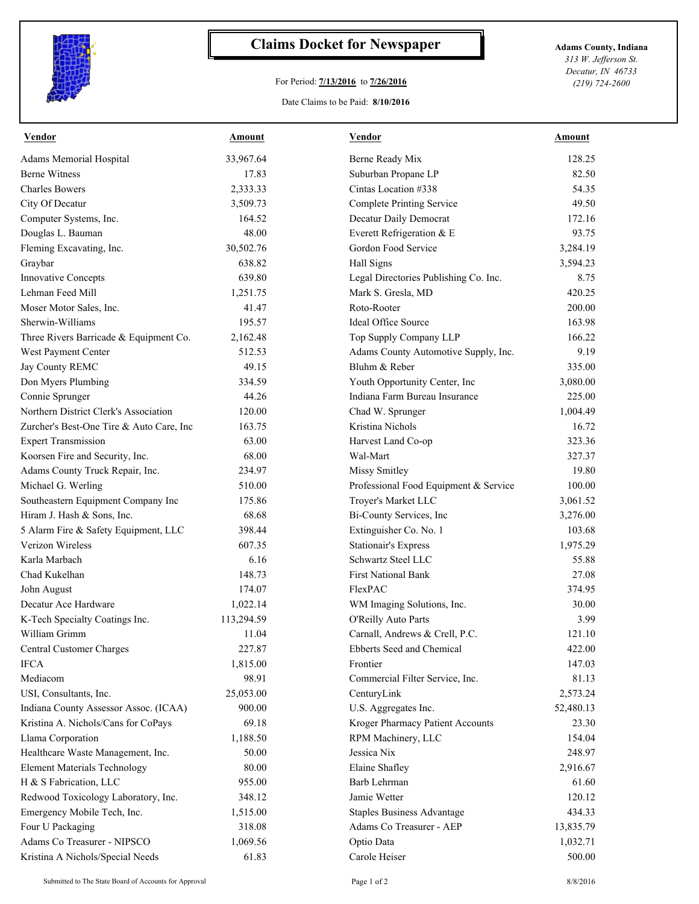# Claims Docket for Newspaper

For Period: **7/13/2016** to **7/26/2016**

Date Claims to be Paid: **8/10/2016**

**Adams County, Indiana**
*313 W. Jefferson St.*
*Decatur, IN 46733*
*(219) 724-2600*

| Vendor | Amount | Vendor | Amount |
|---|---|---|---|
| Adams Memorial Hospital | 33,967.64 | Berne Ready Mix | 128.25 |
| Berne Witness | 17.83 | Suburban Propane LP | 82.50 |
| Charles Bowers | 2,333.33 | Cintas Location #338 | 54.35 |
| City Of Decatur | 3,509.73 | Complete Printing Service | 49.50 |
| Computer Systems, Inc. | 164.52 | Decatur Daily Democrat | 172.16 |
| Douglas L. Bauman | 48.00 | Everett Refrigeration & E | 93.75 |
| Fleming Excavating, Inc. | 30,502.76 | Gordon Food Service | 3,284.19 |
| Graybar | 638.82 | Hall Signs | 3,594.23 |
| Innovative Concepts | 639.80 | Legal Directories Publishing Co. Inc. | 8.75 |
| Lehman Feed Mill | 1,251.75 | Mark S. Gresla, MD | 420.25 |
| Moser Motor Sales, Inc. | 41.47 | Roto-Rooter | 200.00 |
| Sherwin-Williams | 195.57 | Ideal Office Source | 163.98 |
| Three Rivers Barricade & Equipment Co. | 2,162.48 | Top Supply Company LLP | 166.22 |
| West Payment Center | 512.53 | Adams County Automotive Supply, Inc. | 9.19 |
| Jay County REMC | 49.15 | Bluhm & Reber | 335.00 |
| Don Myers Plumbing | 334.59 | Youth Opportunity Center, Inc | 3,080.00 |
| Connie Sprunger | 44.26 | Indiana Farm Bureau Insurance | 225.00 |
| Northern District Clerk's Association | 120.00 | Chad W. Sprunger | 1,004.49 |
| Zurcher's Best-One Tire & Auto Care, Inc | 163.75 | Kristina Nichols | 16.72 |
| Expert Transmission | 63.00 | Harvest Land Co-op | 323.36 |
| Koorsen Fire and Security, Inc. | 68.00 | Wal-Mart | 327.37 |
| Adams County Truck Repair, Inc. | 234.97 | Missy Smitley | 19.80 |
| Michael G. Werling | 510.00 | Professional Food Equipment & Service | 100.00 |
| Southeastern Equipment Company Inc | 175.86 | Troyer's Market LLC | 3,061.52 |
| Hiram J. Hash & Sons, Inc. | 68.68 | Bi-County Services, Inc | 3,276.00 |
| 5 Alarm Fire & Safety Equipment, LLC | 398.44 | Extinguisher Co. No. 1 | 103.68 |
| Verizon Wireless | 607.35 | Stationair's Express | 1,975.29 |
| Karla Marbach | 6.16 | Schwartz Steel LLC | 55.88 |
| Chad Kukelhan | 148.73 | First National Bank | 27.08 |
| John August | 174.07 | FlexPAC | 374.95 |
| Decatur Ace Hardware | 1,022.14 | WM Imaging Solutions, Inc. | 30.00 |
| K-Tech Specialty Coatings Inc. | 113,294.59 | O'Reilly Auto Parts | 3.99 |
| William Grimm | 11.04 | Carnall, Andrews & Crell, P.C. | 121.10 |
| Central Customer Charges | 227.87 | Ebberts Seed and Chemical | 422.00 |
| IFCA | 1,815.00 | Frontier | 147.03 |
| Mediacom | 98.91 | Commercial Filter Service, Inc. | 81.13 |
| USI, Consultants, Inc. | 25,053.00 | CenturyLink | 2,573.24 |
| Indiana County Assessor Assoc. (ICAA) | 900.00 | U.S. Aggregates Inc. | 52,480.13 |
| Kristina A. Nichols/Cans for CoPays | 69.18 | Kroger Pharmacy Patient Accounts | 23.30 |
| Llama Corporation | 1,188.50 | RPM Machinery, LLC | 154.04 |
| Healthcare Waste Management, Inc. | 50.00 | Jessica Nix | 248.97 |
| Element Materials Technology | 80.00 | Elaine Shafley | 2,916.67 |
| H & S Fabrication, LLC | 955.00 | Barb Lehrman | 61.60 |
| Redwood Toxicology Laboratory, Inc. | 348.12 | Jamie Wetter | 120.12 |
| Emergency Mobile Tech, Inc. | 1,515.00 | Staples Business Advantage | 434.33 |
| Four U Packaging | 318.08 | Adams Co Treasurer - AEP | 13,835.79 |
| Adams Co Treasurer - NIPSCO | 1,069.56 | Optio Data | 1,032.71 |
| Kristina A Nichols/Special Needs | 61.83 | Carole Heiser | 500.00 |

Submitted to The State Board of Accounts for Approval

8/8/2016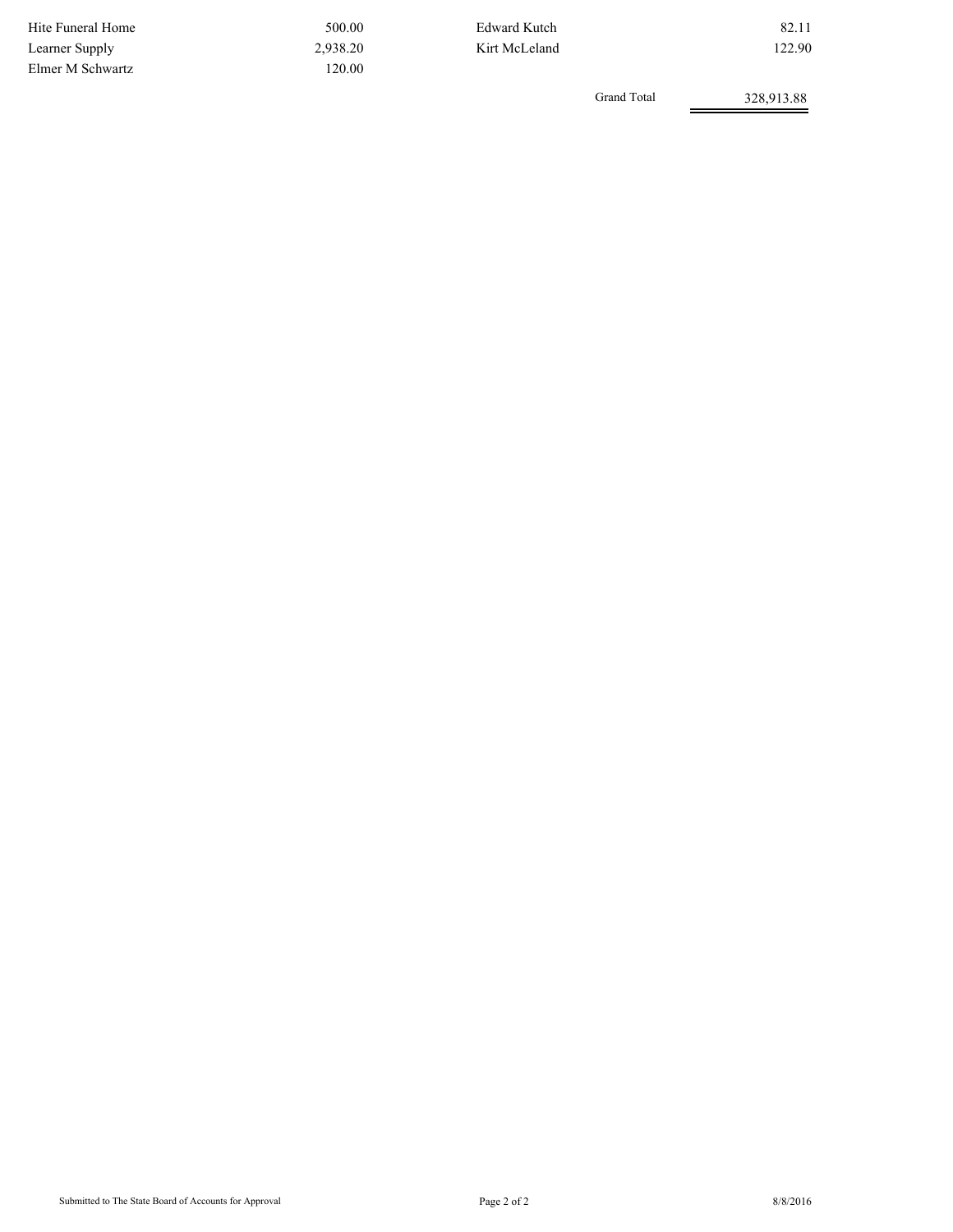| | | | |
|---|---|---|---|
| Hite Funeral Home | 500.00 | Edward Kutch | 82.11 |
| Learner Supply | 2,938.20 | Kirt McLeland | 122.90 |
| Elmer M Schwartz | 120.00 | | |
| | | Grand Total | 328,913.88 |

Submitted to The State Board of Accounts for Approval

8/8/2016